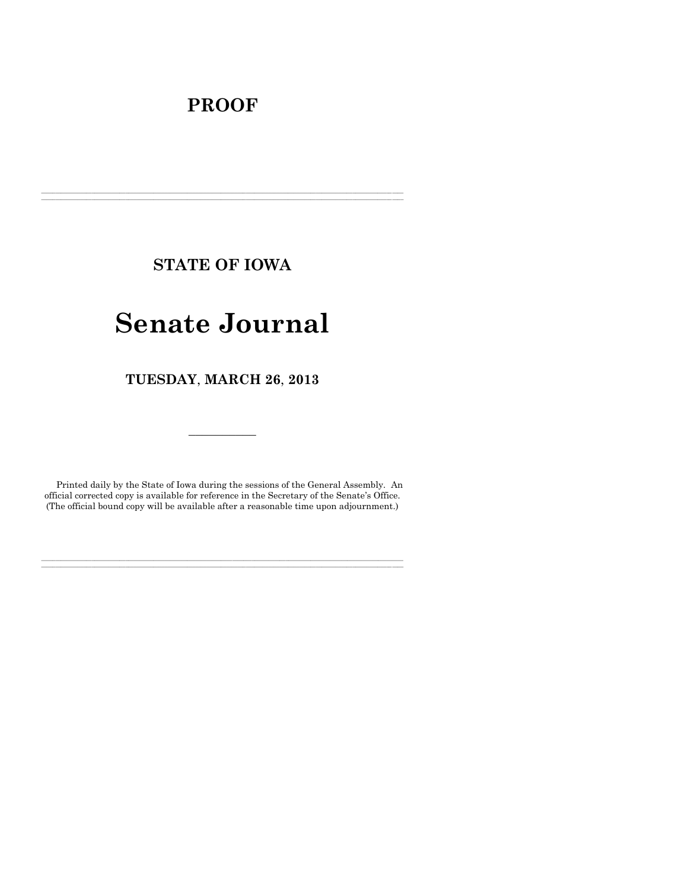# PROOF

---

## STATE OF IOWA

# Senate Journal

### TUESDAY, MARCH 26, 2013

---

Printed daily by the State of Iowa during the sessions of the General Assembly. An official corrected copy is available for reference in the Secretary of the Senate's Office. (The official bound copy will be available after a reasonable time upon adjournment.)

---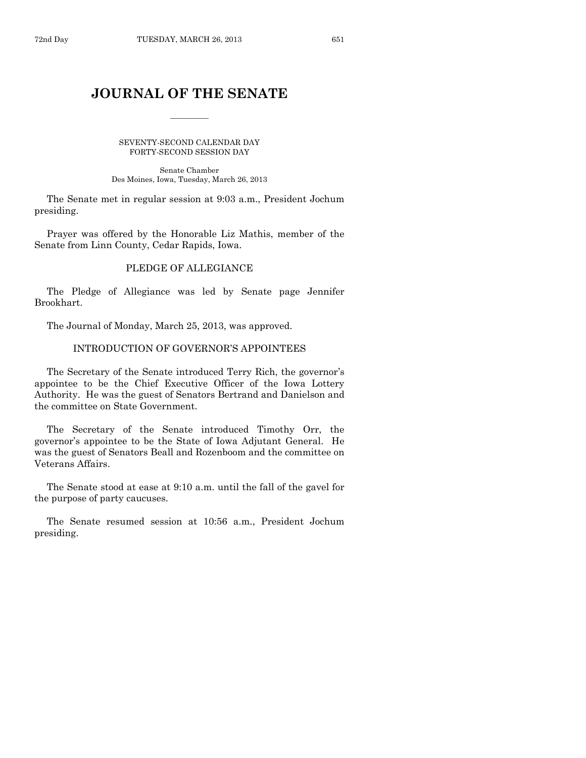# JOURNAL OF THE SENATE

SEVENTY-SECOND CALENDAR DAY
FORTY-SECOND SESSION DAY

Senate Chamber
Des Moines, Iowa, Tuesday, March 26, 2013

The Senate met in regular session at 9:03 a.m., President Jochum presiding.

Prayer was offered by the Honorable Liz Mathis, member of the Senate from Linn County, Cedar Rapids, Iowa.

## PLEDGE OF ALLEGIANCE

The Pledge of Allegiance was led by Senate page Jennifer Brookhart.

The Journal of Monday, March 25, 2013, was approved.

## INTRODUCTION OF GOVERNOR'S APPOINTEES

The Secretary of the Senate introduced Terry Rich, the governor's appointee to be the Chief Executive Officer of the Iowa Lottery Authority. He was the guest of Senators Bertrand and Danielson and the committee on State Government.

The Secretary of the Senate introduced Timothy Orr, the governor's appointee to be the State of Iowa Adjutant General. He was the guest of Senators Beall and Rozenboom and the committee on Veterans Affairs.

The Senate stood at ease at 9:10 a.m. until the fall of the gavel for the purpose of party caucuses.

The Senate resumed session at 10:56 a.m., President Jochum presiding.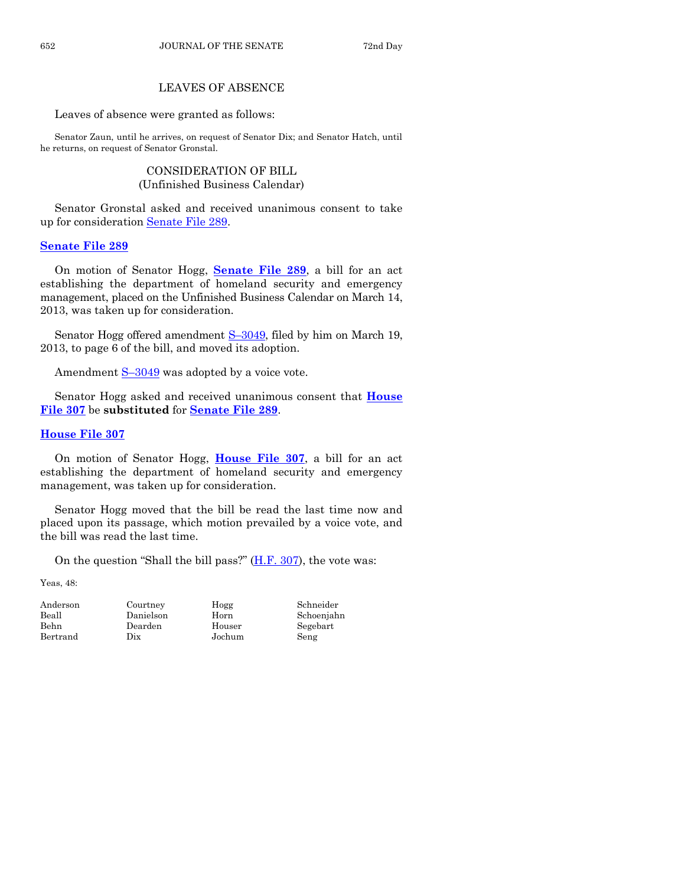## LEAVES OF ABSENCE

Leaves of absence were granted as follows:

Senator Zaun, until he arrives, on request of Senator Dix; and Senator Hatch, until he returns, on request of Senator Gronstal.

## CONSIDERATION OF BILL
(Unfinished Business Calendar)

Senator Gronstal asked and received unanimous consent to take up for consideration Senate File 289.

### **Senate File 289**

On motion of Senator Hogg, **Senate File 289**, a bill for an act establishing the department of homeland security and emergency management, placed on the Unfinished Business Calendar on March 14, 2013, was taken up for consideration.

Senator Hogg offered amendment S–3049, filed by him on March 19, 2013, to page 6 of the bill, and moved its adoption.

Amendment S–3049 was adopted by a voice vote.

Senator Hogg asked and received unanimous consent that **House File 307** be **substituted** for **Senate File 289**.

### **House File 307**

On motion of Senator Hogg, **House File 307**, a bill for an act establishing the department of homeland security and emergency management, was taken up for consideration.

Senator Hogg moved that the bill be read the last time now and placed upon its passage, which motion prevailed by a voice vote, and the bill was read the last time.

On the question "Shall the bill pass?" (H.F. 307), the vote was:

Yeas, 48:

| | | | |
|---|---|---|---|
| Anderson | Courtney | Hogg | Schneider |
| Beall | Danielson | Horn | Schoenjahn |
| Behn | Dearden | Houser | Segebart |
| Bertrand | Dix | Jochum | Seng |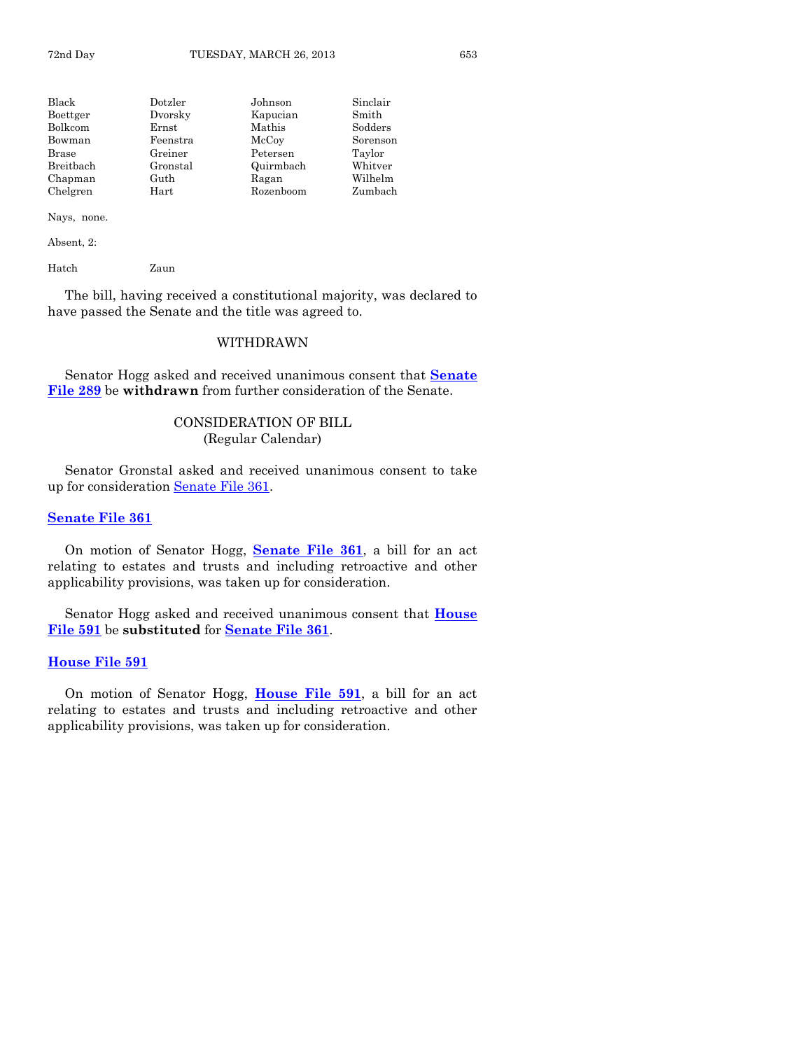| | | | |
|---|---|---|---|
| Black | Dotzler | Johnson | Sinclair |
| Boettger | Dvorsky | Kapucian | Smith |
| Bolkcom | Ernst | Mathis | Sodders |
| Bowman | Feenstra | McCoy | Sorenson |
| Brase | Greiner | Petersen | Taylor |
| Breitbach | Gronstal | Quirmbach | Whitver |
| Chapman | Guth | Ragan | Wilhelm |
| Chelgren | Hart | Rozenboom | Zumbach |

Nays, none.

Absent, 2:

| | |
|---|---|
| Hatch | Zaun |

The bill, having received a constitutional majority, was declared to have passed the Senate and the title was agreed to.

## WITHDRAWN

Senator Hogg asked and received unanimous consent that **Senate File 289** be **withdrawn** from further consideration of the Senate.

## CONSIDERATION OF BILL
(Regular Calendar)

Senator Gronstal asked and received unanimous consent to take up for consideration Senate File 361.

**Senate File 361**

On motion of Senator Hogg, **Senate File 361**, a bill for an act relating to estates and trusts and including retroactive and other applicability provisions, was taken up for consideration.

Senator Hogg asked and received unanimous consent that **House File 591** be **substituted** for **Senate File 361**.

**House File 591**

On motion of Senator Hogg, **House File 591**, a bill for an act relating to estates and trusts and including retroactive and other applicability provisions, was taken up for consideration.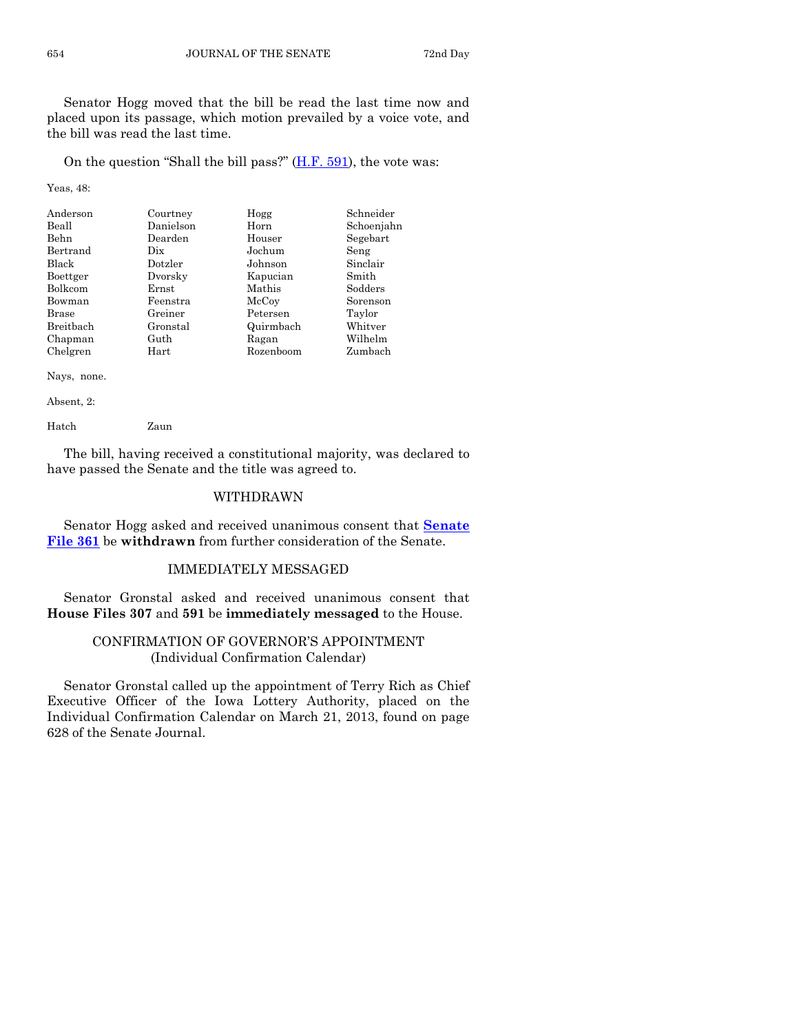Senator Hogg moved that the bill be read the last time now and placed upon its passage, which motion prevailed by a voice vote, and the bill was read the last time.

On the question "Shall the bill pass?" (H.F. 591), the vote was:

Yeas, 48:

| | | | |
|---|---|---|---|
| Anderson | Courtney | Hogg | Schneider |
| Beall | Danielson | Horn | Schoenjahn |
| Behn | Dearden | Houser | Segebart |
| Bertrand | Dix | Jochum | Seng |
| Black | Dotzler | Johnson | Sinclair |
| Boettger | Dvorsky | Kapucian | Smith |
| Bolkcom | Ernst | Mathis | Sodders |
| Bowman | Feenstra | McCoy | Sorenson |
| Brase | Greiner | Petersen | Taylor |
| Breitbach | Gronstal | Quirmbach | Whitver |
| Chapman | Guth | Ragan | Wilhelm |
| Chelgren | Hart | Rozenboom | Zumbach |

Nays, none.

Absent, 2:

| | |
|---|---|
| Hatch | Zaun |

The bill, having received a constitutional majority, was declared to have passed the Senate and the title was agreed to.

## WITHDRAWN

Senator Hogg asked and received unanimous consent that **Senate File 361** be **withdrawn** from further consideration of the Senate.

## IMMEDIATELY MESSAGED

Senator Gronstal asked and received unanimous consent that **House Files 307** and **591** be **immediately messaged** to the House.

## CONFIRMATION OF GOVERNOR'S APPOINTMENT
(Individual Confirmation Calendar)

Senator Gronstal called up the appointment of Terry Rich as Chief Executive Officer of the Iowa Lottery Authority, placed on the Individual Confirmation Calendar on March 21, 2013, found on page 628 of the Senate Journal.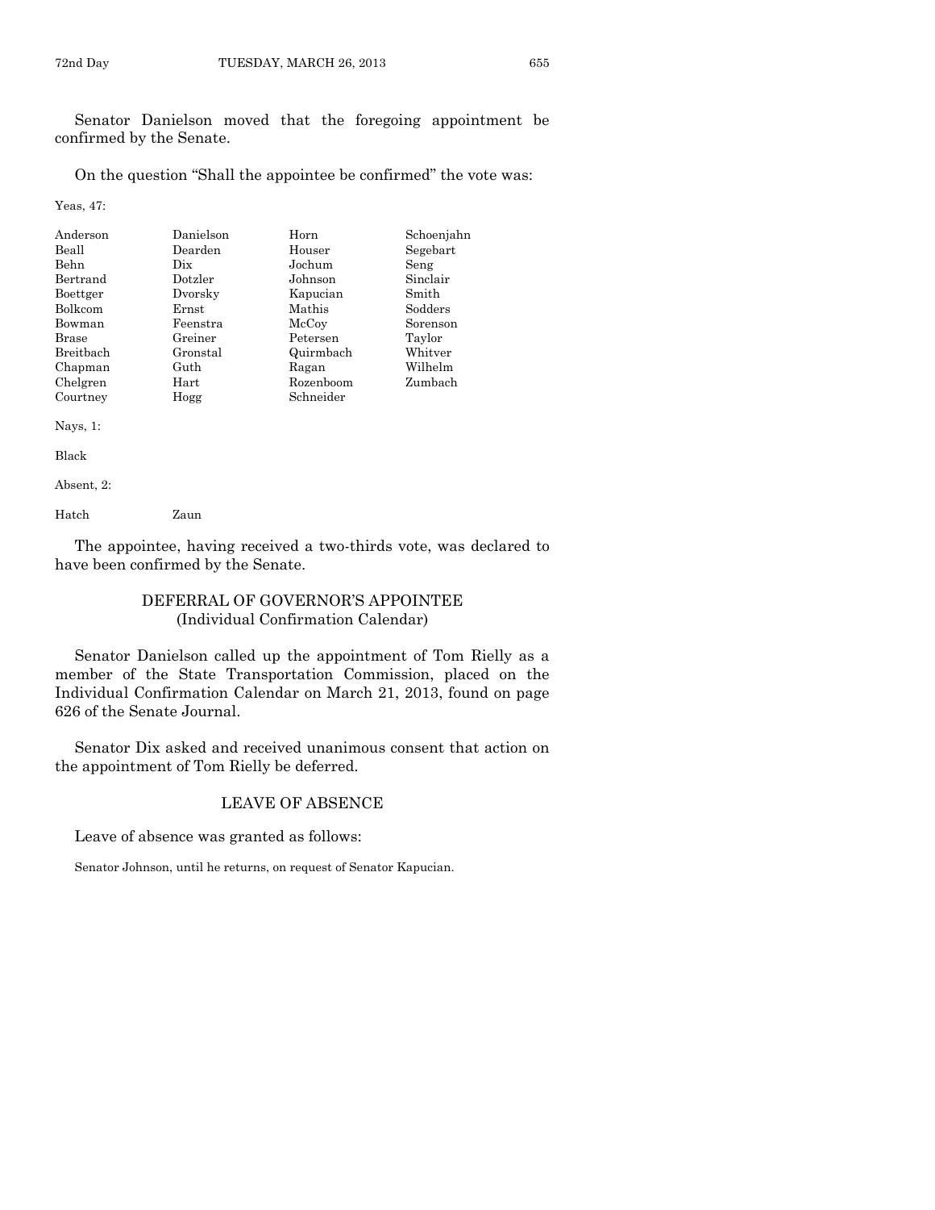Senator Danielson moved that the foregoing appointment be confirmed by the Senate.

On the question "Shall the appointee be confirmed" the vote was:

Yeas, 47:

| | | | |
|---|---|---|---|
| Anderson | Danielson | Horn | Schoenjahn |
| Beall | Dearden | Houser | Segebart |
| Behn | Dix | Jochum | Seng |
| Bertrand | Dotzler | Johnson | Sinclair |
| Boettger | Dvorsky | Kapucian | Smith |
| Bolkcom | Ernst | Mathis | Sodders |
| Bowman | Feenstra | McCoy | Sorenson |
| Brase | Greiner | Petersen | Taylor |
| Breitbach | Gronstal | Quirmbach | Whitver |
| Chapman | Guth | Ragan | Wilhelm |
| Chelgren | Hart | Rozenboom | Zumbach |
| Courtney | Hogg | Schneider | |

Nays, 1:

Black

Absent, 2:

Hatch Zaun

The appointee, having received a two-thirds vote, was declared to have been confirmed by the Senate.

## DEFERRAL OF GOVERNOR'S APPOINTEE
(Individual Confirmation Calendar)

Senator Danielson called up the appointment of Tom Rielly as a member of the State Transportation Commission, placed on the Individual Confirmation Calendar on March 21, 2013, found on page 626 of the Senate Journal.

Senator Dix asked and received unanimous consent that action on the appointment of Tom Rielly be deferred.

## LEAVE OF ABSENCE

Leave of absence was granted as follows:

Senator Johnson, until he returns, on request of Senator Kapucian.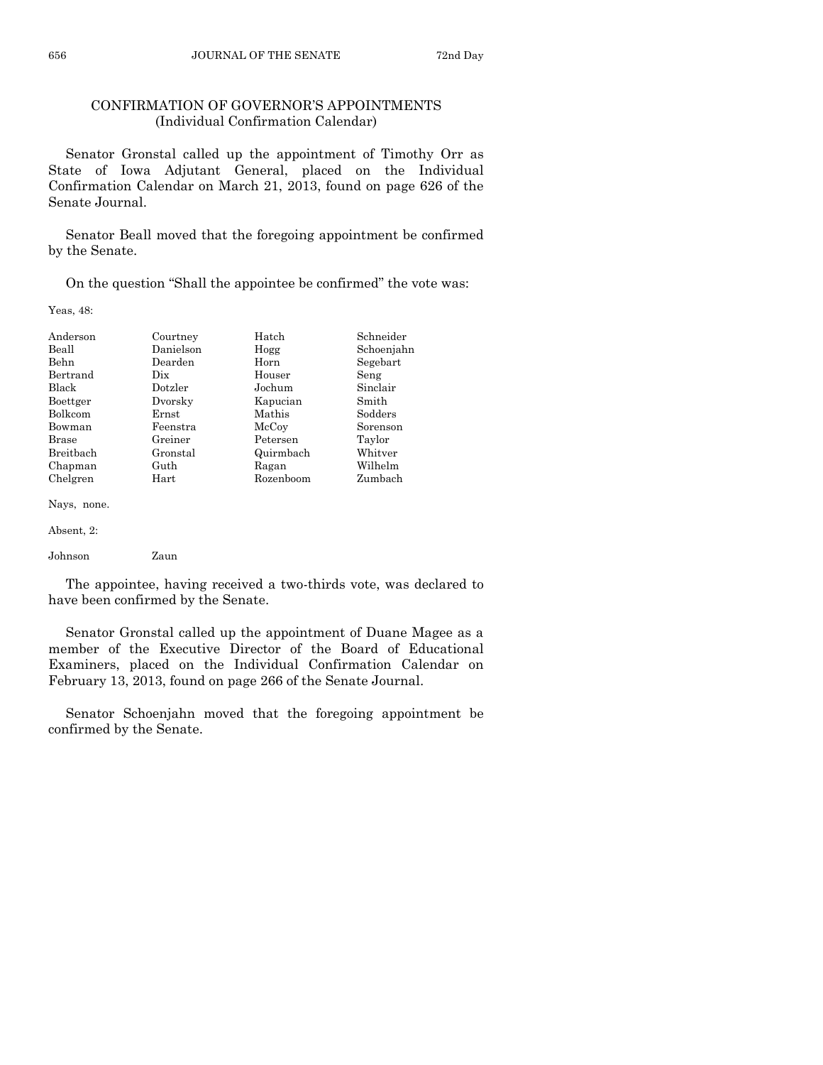## CONFIRMATION OF GOVERNOR'S APPOINTMENTS
### (Individual Confirmation Calendar)

Senator Gronstal called up the appointment of Timothy Orr as State of Iowa Adjutant General, placed on the Individual Confirmation Calendar on March 21, 2013, found on page 626 of the Senate Journal.

Senator Beall moved that the foregoing appointment be confirmed by the Senate.

On the question "Shall the appointee be confirmed" the vote was:

Yeas, 48:

| | | | |
|---|---|---|---|
| Anderson | Courtney | Hatch | Schneider |
| Beall | Danielson | Hogg | Schoenjahn |
| Behn | Dearden | Horn | Segebart |
| Bertrand | Dix | Houser | Seng |
| Black | Dotzler | Jochum | Sinclair |
| Boettger | Dvorsky | Kapucian | Smith |
| Bolkcom | Ernst | Mathis | Sodders |
| Bowman | Feenstra | McCoy | Sorenson |
| Brase | Greiner | Petersen | Taylor |
| Breitbach | Gronstal | Quirmbach | Whitver |
| Chapman | Guth | Ragan | Wilhelm |
| Chelgren | Hart | Rozenboom | Zumbach |

Nays, none.

Absent, 2:

| | |
|---|---|
| Johnson | Zaun |

The appointee, having received a two-thirds vote, was declared to have been confirmed by the Senate.

Senator Gronstal called up the appointment of Duane Magee as a member of the Executive Director of the Board of Educational Examiners, placed on the Individual Confirmation Calendar on February 13, 2013, found on page 266 of the Senate Journal.

Senator Schoenjahn moved that the foregoing appointment be confirmed by the Senate.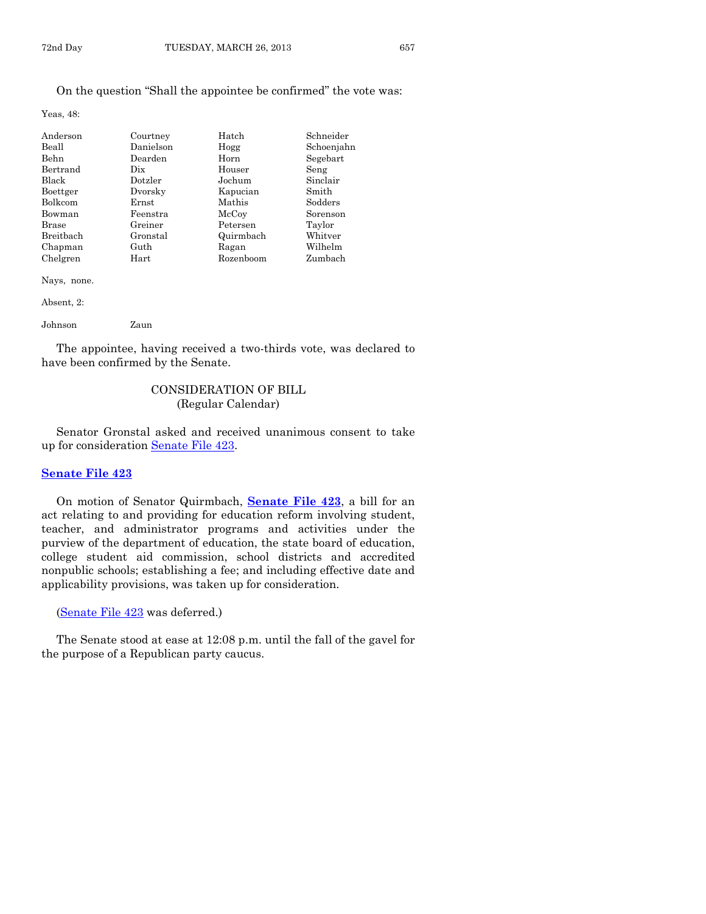On the question "Shall the appointee be confirmed" the vote was:

Yeas, 48:

| | | | |
|---|---|---|---|
| Anderson | Courtney | Hatch | Schneider |
| Beall | Danielson | Hogg | Schoenjahn |
| Behn | Dearden | Horn | Segebart |
| Bertrand | Dix | Houser | Seng |
| Black | Dotzler | Jochum | Sinclair |
| Boettger | Dvorsky | Kapucian | Smith |
| Bolkcom | Ernst | Mathis | Sodders |
| Bowman | Feenstra | McCoy | Sorenson |
| Brase | Greiner | Petersen | Taylor |
| Breitbach | Gronstal | Quirmbach | Whitver |
| Chapman | Guth | Ragan | Wilhelm |
| Chelgren | Hart | Rozenboom | Zumbach |

Nays, none.

Absent, 2:

| | |
|---|---|
| Johnson | Zaun |

The appointee, having received a two-thirds vote, was declared to have been confirmed by the Senate.

## CONSIDERATION OF BILL
(Regular Calendar)

Senator Gronstal asked and received unanimous consent to take up for consideration Senate File 423.

### Senate File 423

On motion of Senator Quirmbach, **Senate File 423**, a bill for an act relating to and providing for education reform involving student, teacher, and administrator programs and activities under the purview of the department of education, the state board of education, college student aid commission, school districts and accredited nonpublic schools; establishing a fee; and including effective date and applicability provisions, was taken up for consideration.

(Senate File 423 was deferred.)

The Senate stood at ease at 12:08 p.m. until the fall of the gavel for the purpose of a Republican party caucus.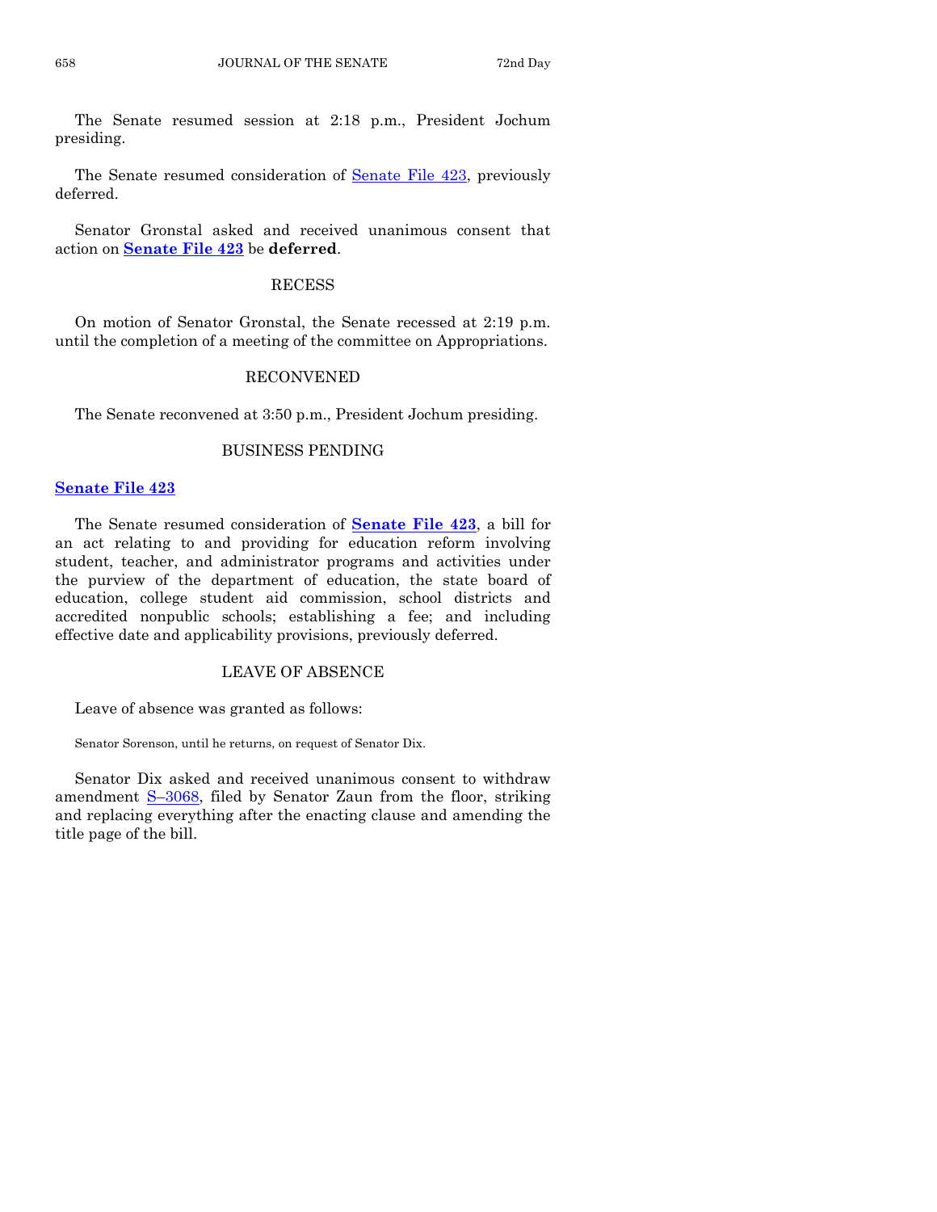The Senate resumed session at 2:18 p.m., President Jochum presiding.

The Senate resumed consideration of Senate File 423, previously deferred.

Senator Gronstal asked and received unanimous consent that action on **Senate File 423** be **deferred**.

## RECESS

On motion of Senator Gronstal, the Senate recessed at 2:19 p.m. until the completion of a meeting of the committee on Appropriations.

## RECONVENED

The Senate reconvened at 3:50 p.m., President Jochum presiding.

## BUSINESS PENDING

**Senate File 423**

The Senate resumed consideration of **Senate File 423**, a bill for an act relating to and providing for education reform involving student, teacher, and administrator programs and activities under the purview of the department of education, the state board of education, college student aid commission, school districts and accredited nonpublic schools; establishing a fee; and including effective date and applicability provisions, previously deferred.

## LEAVE OF ABSENCE

Leave of absence was granted as follows:

Senator Sorenson, until he returns, on request of Senator Dix.

Senator Dix asked and received unanimous consent to withdraw amendment S–3068, filed by Senator Zaun from the floor, striking and replacing everything after the enacting clause and amending the title page of the bill.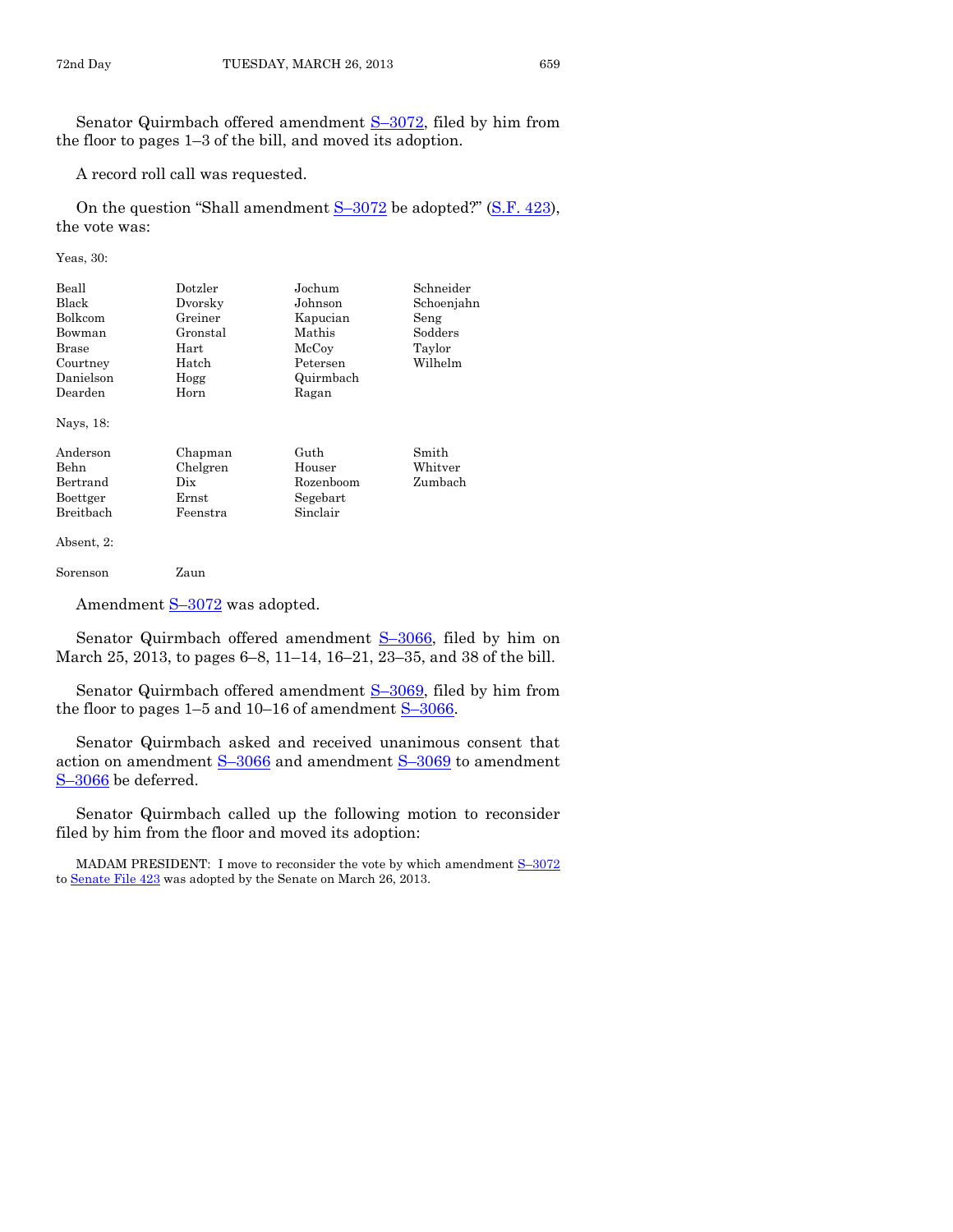Senator Quirmbach offered amendment S–3072, filed by him from the floor to pages 1–3 of the bill, and moved its adoption.

A record roll call was requested.

On the question "Shall amendment S–3072 be adopted?" (S.F. 423), the vote was:

Yeas, 30:

| | | | |
|---|---|---|---|
| Beall | Dotzler | Jochum | Schneider |
| Black | Dvorsky | Johnson | Schoenjahn |
| Bolkcom | Greiner | Kapucian | Seng |
| Bowman | Gronstal | Mathis | Sodders |
| Brase | Hart | McCoy | Taylor |
| Courtney | Hatch | Petersen | Wilhelm |
| Danielson | Hogg | Quirmbach | |
| Dearden | Horn | Ragan | |

Nays, 18:

| | | | |
|---|---|---|---|
| Anderson | Chapman | Guth | Smith |
| Behn | Chelgren | Houser | Whitver |
| Bertrand | Dix | Rozenboom | Zumbach |
| Boettger | Ernst | Segebart | |
| Breitbach | Feenstra | Sinclair | |

Absent, 2:

| | |
|---|---|
| Sorenson | Zaun |

Amendment S–3072 was adopted.

Senator Quirmbach offered amendment S–3066, filed by him on March 25, 2013, to pages 6–8, 11–14, 16–21, 23–35, and 38 of the bill.

Senator Quirmbach offered amendment S–3069, filed by him from the floor to pages 1–5 and 10–16 of amendment S–3066.

Senator Quirmbach asked and received unanimous consent that action on amendment S–3066 and amendment S–3069 to amendment S–3066 be deferred.

Senator Quirmbach called up the following motion to reconsider filed by him from the floor and moved its adoption:

MADAM PRESIDENT: I move to reconsider the vote by which amendment S–3072 to Senate File 423 was adopted by the Senate on March 26, 2013.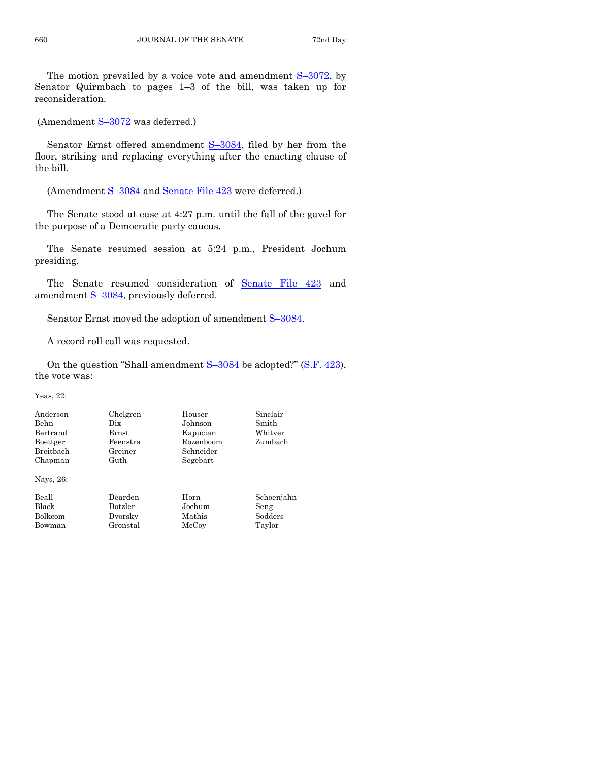The motion prevailed by a voice vote and amendment S–3072, by Senator Quirmbach to pages 1–3 of the bill, was taken up for reconsideration.

(Amendment S–3072 was deferred.)

Senator Ernst offered amendment S–3084, filed by her from the floor, striking and replacing everything after the enacting clause of the bill.

(Amendment S–3084 and Senate File 423 were deferred.)

The Senate stood at ease at 4:27 p.m. until the fall of the gavel for the purpose of a Democratic party caucus.

The Senate resumed session at 5:24 p.m., President Jochum presiding.

The Senate resumed consideration of Senate File 423 and amendment S–3084, previously deferred.

Senator Ernst moved the adoption of amendment S–3084.

A record roll call was requested.

On the question "Shall amendment S–3084 be adopted?" (S.F. 423), the vote was:

Yeas, 22:

| | | | |
|---|---|---|---|
| Anderson | Chelgren | Houser | Sinclair |
| Behn | Dix | Johnson | Smith |
| Bertrand | Ernst | Kapucian | Whitver |
| Boettger | Feenstra | Rozenboom | Zumbach |
| Breitbach | Greiner | Schneider | |
| Chapman | Guth | Segebart | |

Nays, 26:

| | | | |
|---|---|---|---|
| Beall | Dearden | Horn | Schoenjahn |
| Black | Dotzler | Jochum | Seng |
| Bolkcom | Dvorsky | Mathis | Sodders |
| Bowman | Gronstal | McCoy | Taylor |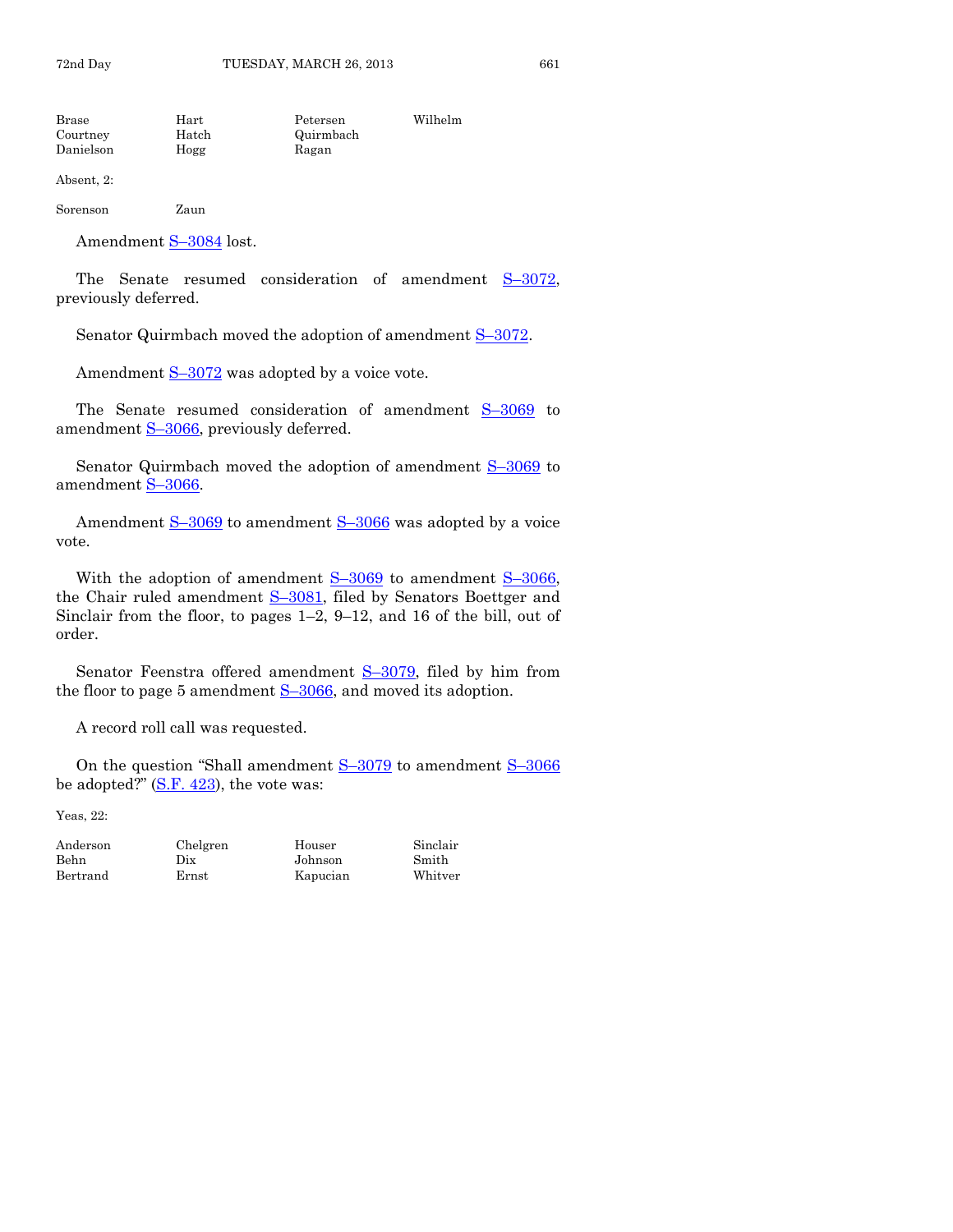| | | | |
|---|---|---|---|
| Brase | Hart | Petersen | Wilhelm |
| Courtney | Hatch | Quirmbach | |
| Danielson | Hogg | Ragan | |

Absent, 2:

| | |
|---|---|
| Sorenson | Zaun |

Amendment S–3084 lost.

The Senate resumed consideration of amendment S–3072, previously deferred.

Senator Quirmbach moved the adoption of amendment S–3072.

Amendment S–3072 was adopted by a voice vote.

The Senate resumed consideration of amendment S–3069 to amendment S–3066, previously deferred.

Senator Quirmbach moved the adoption of amendment S–3069 to amendment S–3066.

Amendment S–3069 to amendment S–3066 was adopted by a voice vote.

With the adoption of amendment S–3069 to amendment S–3066, the Chair ruled amendment S–3081, filed by Senators Boettger and Sinclair from the floor, to pages 1–2, 9–12, and 16 of the bill, out of order.

Senator Feenstra offered amendment S–3079, filed by him from the floor to page 5 amendment S–3066, and moved its adoption.

A record roll call was requested.

On the question "Shall amendment S–3079 to amendment S–3066 be adopted?" (S.F. 423), the vote was:

Yeas, 22:

| | | | |
|---|---|---|---|
| Anderson | Chelgren | Houser | Sinclair |
| Behn | Dix | Johnson | Smith |
| Bertrand | Ernst | Kapucian | Whitver |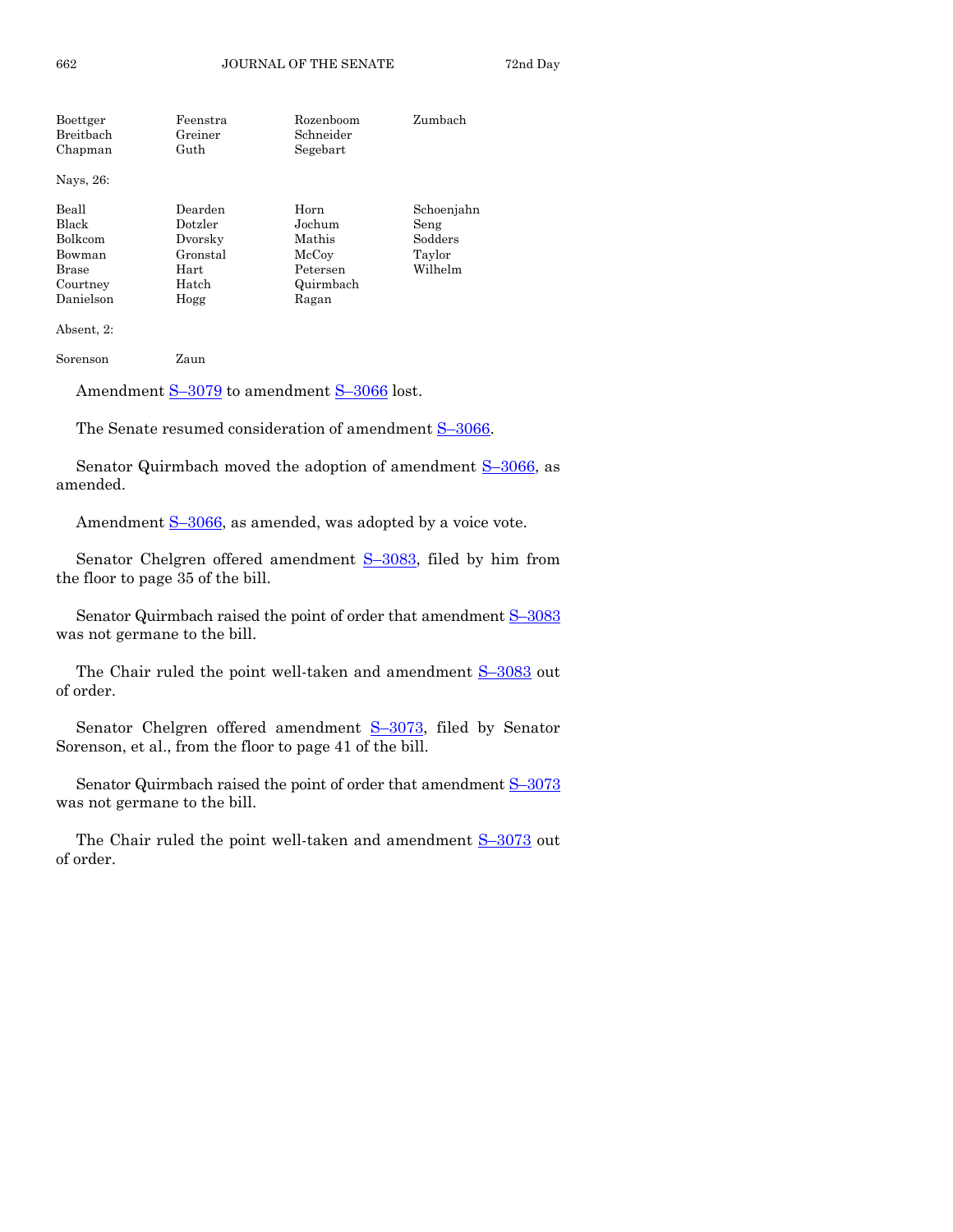| | | | |
|---|---|---|---|
| Boettger | Feenstra | Rozenboom | Zumbach |
| Breitbach | Greiner | Schneider | |
| Chapman | Guth | Segebart | |

Nays, 26:

| | | | |
|---|---|---|---|
| Beall | Dearden | Horn | Schoenjahn |
| Black | Dotzler | Jochum | Seng |
| Bolkcom | Dvorsky | Mathis | Sodders |
| Bowman | Gronstal | McCoy | Taylor |
| Brase | Hart | Petersen | Wilhelm |
| Courtney | Hatch | Quirmbach | |
| Danielson | Hogg | Ragan | |

Absent, 2:

| | |
|---|---|
| Sorenson | Zaun |

Amendment S–3079 to amendment S–3066 lost.

The Senate resumed consideration of amendment S–3066.

Senator Quirmbach moved the adoption of amendment S–3066, as amended.

Amendment S–3066, as amended, was adopted by a voice vote.

Senator Chelgren offered amendment S–3083, filed by him from the floor to page 35 of the bill.

Senator Quirmbach raised the point of order that amendment S–3083 was not germane to the bill.

The Chair ruled the point well-taken and amendment S–3083 out of order.

Senator Chelgren offered amendment S–3073, filed by Senator Sorenson, et al., from the floor to page 41 of the bill.

Senator Quirmbach raised the point of order that amendment S–3073 was not germane to the bill.

The Chair ruled the point well-taken and amendment S–3073 out of order.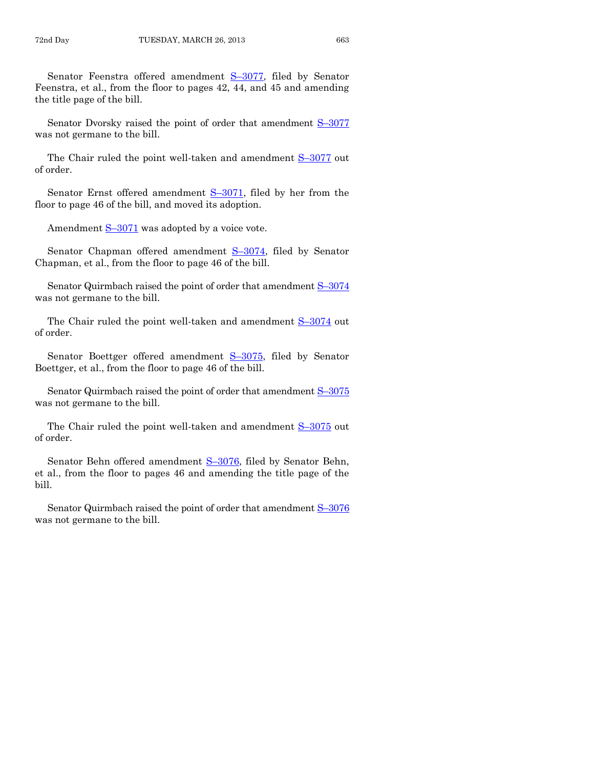Senator Feenstra offered amendment S–3077, filed by Senator Feenstra, et al., from the floor to pages 42, 44, and 45 and amending the title page of the bill.

Senator Dvorsky raised the point of order that amendment S–3077 was not germane to the bill.

The Chair ruled the point well-taken and amendment S–3077 out of order.

Senator Ernst offered amendment S–3071, filed by her from the floor to page 46 of the bill, and moved its adoption.

Amendment S–3071 was adopted by a voice vote.

Senator Chapman offered amendment S–3074, filed by Senator Chapman, et al., from the floor to page 46 of the bill.

Senator Quirmbach raised the point of order that amendment S–3074 was not germane to the bill.

The Chair ruled the point well-taken and amendment S–3074 out of order.

Senator Boettger offered amendment S–3075, filed by Senator Boettger, et al., from the floor to page 46 of the bill.

Senator Quirmbach raised the point of order that amendment S–3075 was not germane to the bill.

The Chair ruled the point well-taken and amendment S–3075 out of order.

Senator Behn offered amendment S–3076, filed by Senator Behn, et al., from the floor to pages 46 and amending the title page of the bill.

Senator Quirmbach raised the point of order that amendment S–3076 was not germane to the bill.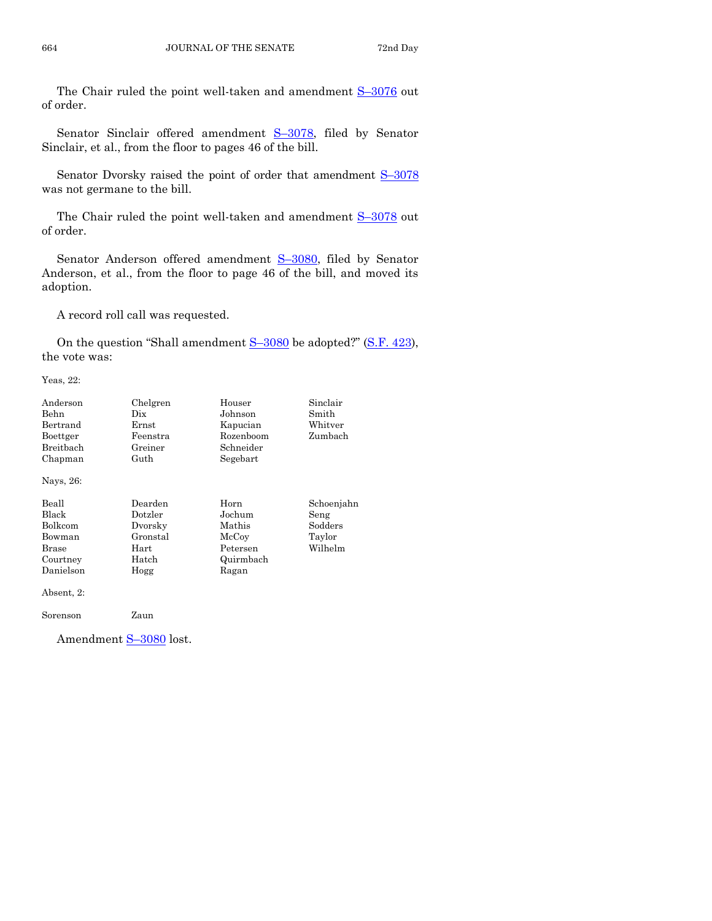The Chair ruled the point well-taken and amendment S–3076 out of order.

Senator Sinclair offered amendment S–3078, filed by Senator Sinclair, et al., from the floor to pages 46 of the bill.

Senator Dvorsky raised the point of order that amendment S–3078 was not germane to the bill.

The Chair ruled the point well-taken and amendment S–3078 out of order.

Senator Anderson offered amendment S–3080, filed by Senator Anderson, et al., from the floor to page 46 of the bill, and moved its adoption.

A record roll call was requested.

On the question "Shall amendment S–3080 be adopted?" (S.F. 423), the vote was:

Yeas, 22:

| | | | |
|---|---|---|---|
| Anderson | Chelgren | Houser | Sinclair |
| Behn | Dix | Johnson | Smith |
| Bertrand | Ernst | Kapucian | Whitver |
| Boettger | Feenstra | Rozenboom | Zumbach |
| Breitbach | Greiner | Schneider | |
| Chapman | Guth | Segebart | |

Nays, 26:

| | | | |
|---|---|---|---|
| Beall | Dearden | Horn | Schoenjahn |
| Black | Dotzler | Jochum | Seng |
| Bolkcom | Dvorsky | Mathis | Sodders |
| Bowman | Gronstal | McCoy | Taylor |
| Brase | Hart | Petersen | Wilhelm |
| Courtney | Hatch | Quirmbach | |
| Danielson | Hogg | Ragan | |

Absent, 2:

| | |
|---|---|
| Sorenson | Zaun |

Amendment S–3080 lost.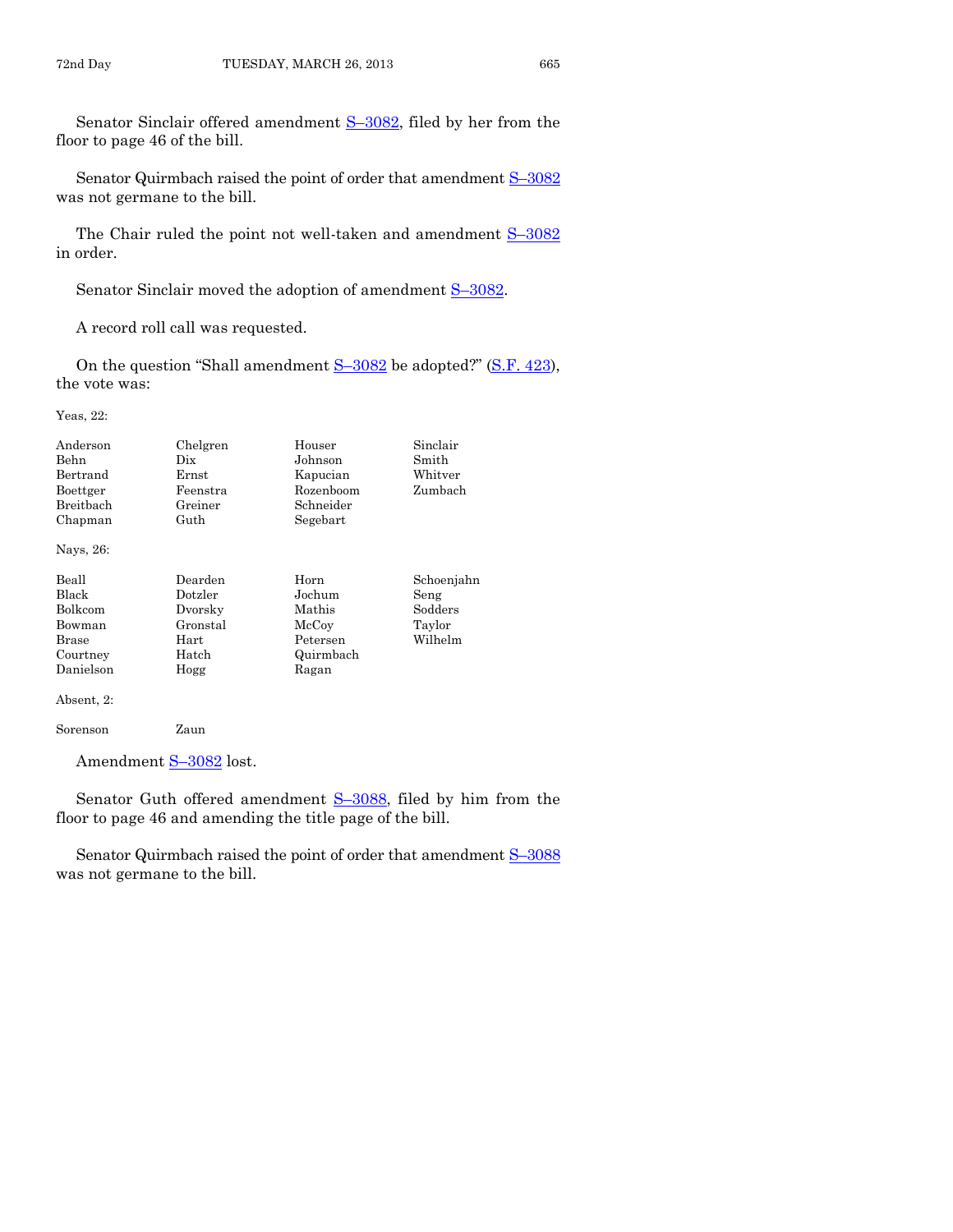Senator Sinclair offered amendment S–3082, filed by her from the floor to page 46 of the bill.

Senator Quirmbach raised the point of order that amendment S–3082 was not germane to the bill.

The Chair ruled the point not well-taken and amendment S–3082 in order.

Senator Sinclair moved the adoption of amendment S–3082.

A record roll call was requested.

On the question "Shall amendment S–3082 be adopted?" (S.F. 423), the vote was:

Yeas, 22:

| | | | |
|---|---|---|---|
| Anderson | Chelgren | Houser | Sinclair |
| Behn | Dix | Johnson | Smith |
| Bertrand | Ernst | Kapucian | Whitver |
| Boettger | Feenstra | Rozenboom | Zumbach |
| Breitbach | Greiner | Schneider | |
| Chapman | Guth | Segebart | |

Nays, 26:

| | | | |
|---|---|---|---|
| Beall | Dearden | Horn | Schoenjahn |
| Black | Dotzler | Jochum | Seng |
| Bolkcom | Dvorsky | Mathis | Sodders |
| Bowman | Gronstal | McCoy | Taylor |
| Brase | Hart | Petersen | Wilhelm |
| Courtney | Hatch | Quirmbach | |
| Danielson | Hogg | Ragan | |

Absent, 2:

| | |
|---|---|
| Sorenson | Zaun |

Amendment S–3082 lost.

Senator Guth offered amendment S–3088, filed by him from the floor to page 46 and amending the title page of the bill.

Senator Quirmbach raised the point of order that amendment S–3088 was not germane to the bill.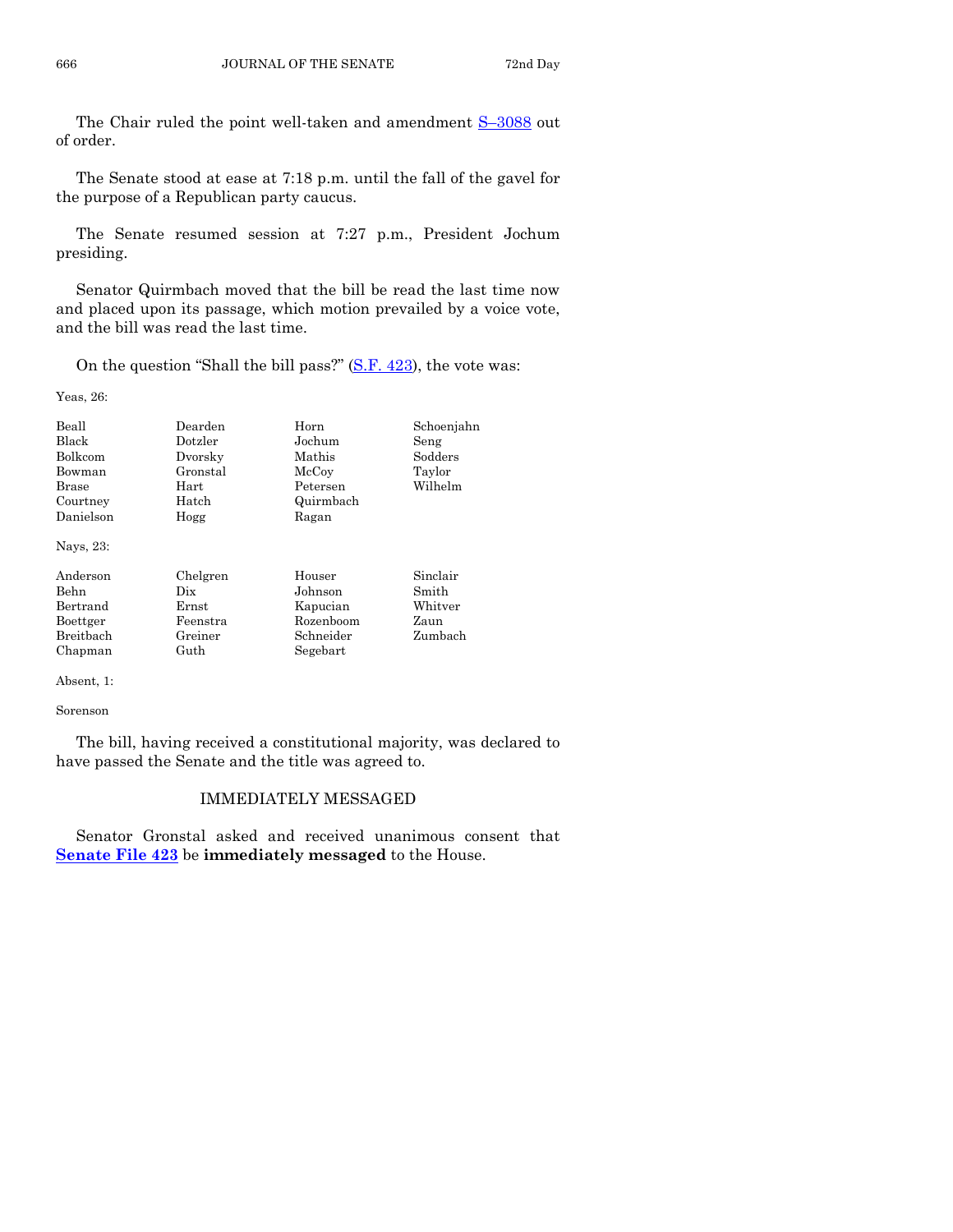The Chair ruled the point well-taken and amendment S–3088 out of order.

The Senate stood at ease at 7:18 p.m. until the fall of the gavel for the purpose of a Republican party caucus.

The Senate resumed session at 7:27 p.m., President Jochum presiding.

Senator Quirmbach moved that the bill be read the last time now and placed upon its passage, which motion prevailed by a voice vote, and the bill was read the last time.

On the question "Shall the bill pass?" (S.F. 423), the vote was:

Yeas, 26:

| | | | |
|---|---|---|---|
| Beall | Dearden | Horn | Schoenjahn |
| Black | Dotzler | Jochum | Seng |
| Bolkcom | Dvorsky | Mathis | Sodders |
| Bowman | Gronstal | McCoy | Taylor |
| Brase | Hart | Petersen | Wilhelm |
| Courtney | Hatch | Quirmbach | |
| Danielson | Hogg | Ragan | |

Nays, 23:

| | | | |
|---|---|---|---|
| Anderson | Chelgren | Houser | Sinclair |
| Behn | Dix | Johnson | Smith |
| Bertrand | Ernst | Kapucian | Whitver |
| Boettger | Feenstra | Rozenboom | Zaun |
| Breitbach | Greiner | Schneider | Zumbach |
| Chapman | Guth | Segebart | |

Absent, 1:

Sorenson

The bill, having received a constitutional majority, was declared to have passed the Senate and the title was agreed to.

## IMMEDIATELY MESSAGED

Senator Gronstal asked and received unanimous consent that **Senate File 423** be **immediately messaged** to the House.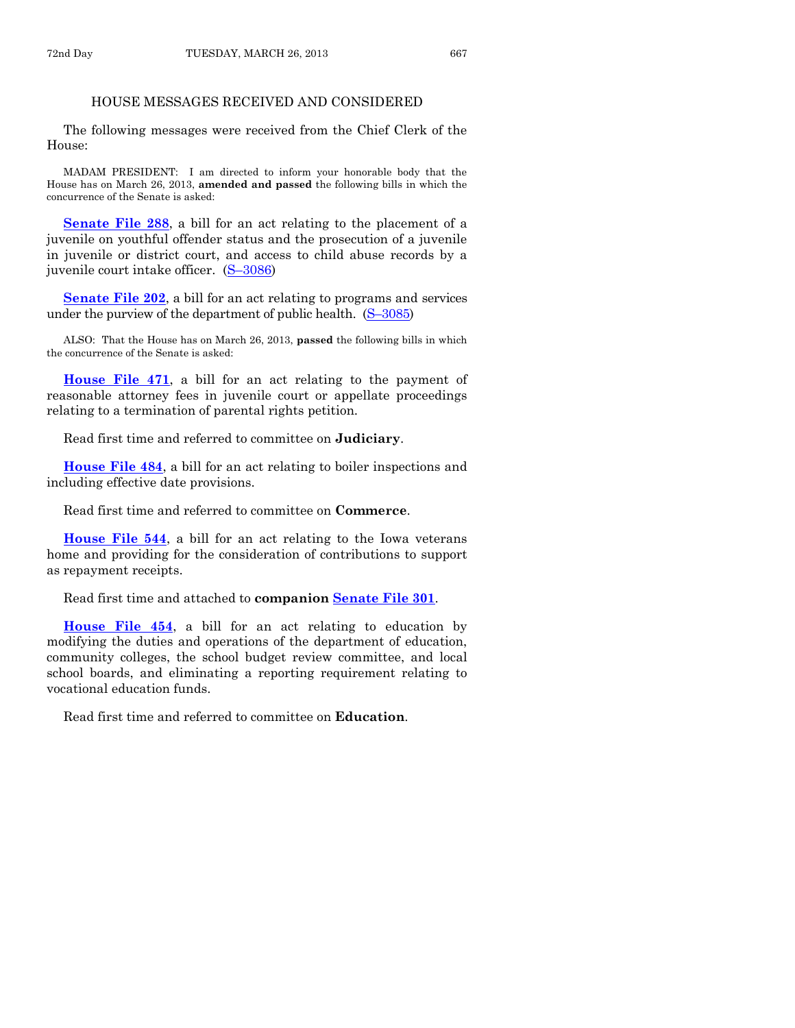## HOUSE MESSAGES RECEIVED AND CONSIDERED

The following messages were received from the Chief Clerk of the House:

MADAM PRESIDENT: I am directed to inform your honorable body that the House has on March 26, 2013, **amended and passed** the following bills in which the concurrence of the Senate is asked:

**Senate File 288**, a bill for an act relating to the placement of a juvenile on youthful offender status and the prosecution of a juvenile in juvenile or district court, and access to child abuse records by a juvenile court intake officer. (S–3086)

**Senate File 202**, a bill for an act relating to programs and services under the purview of the department of public health. (S–3085)

ALSO: That the House has on March 26, 2013, **passed** the following bills in which the concurrence of the Senate is asked:

**House File 471**, a bill for an act relating to the payment of reasonable attorney fees in juvenile court or appellate proceedings relating to a termination of parental rights petition.

Read first time and referred to committee on **Judiciary**.

**House File 484**, a bill for an act relating to boiler inspections and including effective date provisions.

Read first time and referred to committee on **Commerce**.

**House File 544**, a bill for an act relating to the Iowa veterans home and providing for the consideration of contributions to support as repayment receipts.

Read first time and attached to **companion Senate File 301**.

**House File 454**, a bill for an act relating to education by modifying the duties and operations of the department of education, community colleges, the school budget review committee, and local school boards, and eliminating a reporting requirement relating to vocational education funds.

Read first time and referred to committee on **Education**.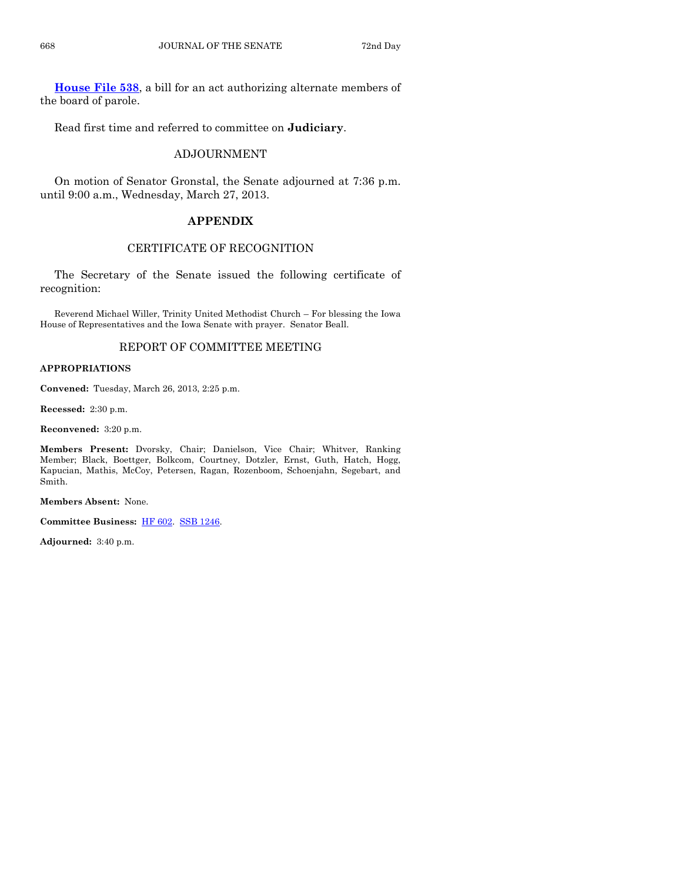**House File 538**, a bill for an act authorizing alternate members of the board of parole.

Read first time and referred to committee on **Judiciary**.

## ADJOURNMENT

On motion of Senator Gronstal, the Senate adjourned at 7:36 p.m. until 9:00 a.m., Wednesday, March 27, 2013.

## APPENDIX

## CERTIFICATE OF RECOGNITION

The Secretary of the Senate issued the following certificate of recognition:

Reverend Michael Willer, Trinity United Methodist Church – For blessing the Iowa House of Representatives and the Iowa Senate with prayer. Senator Beall.

## REPORT OF COMMITTEE MEETING

**APPROPRIATIONS**

**Convened:** Tuesday, March 26, 2013, 2:25 p.m.

**Recessed:** 2:30 p.m.

**Reconvened:** 3:20 p.m.

**Members Present:** Dvorsky, Chair; Danielson, Vice Chair; Whitver, Ranking Member; Black, Boettger, Bolkcom, Courtney, Dotzler, Ernst, Guth, Hatch, Hogg, Kapucian, Mathis, McCoy, Petersen, Ragan, Rozenboom, Schoenjahn, Segebart, and Smith.

**Members Absent:** None.

**Committee Business:** HF 602. SSB 1246.

**Adjourned:** 3:40 p.m.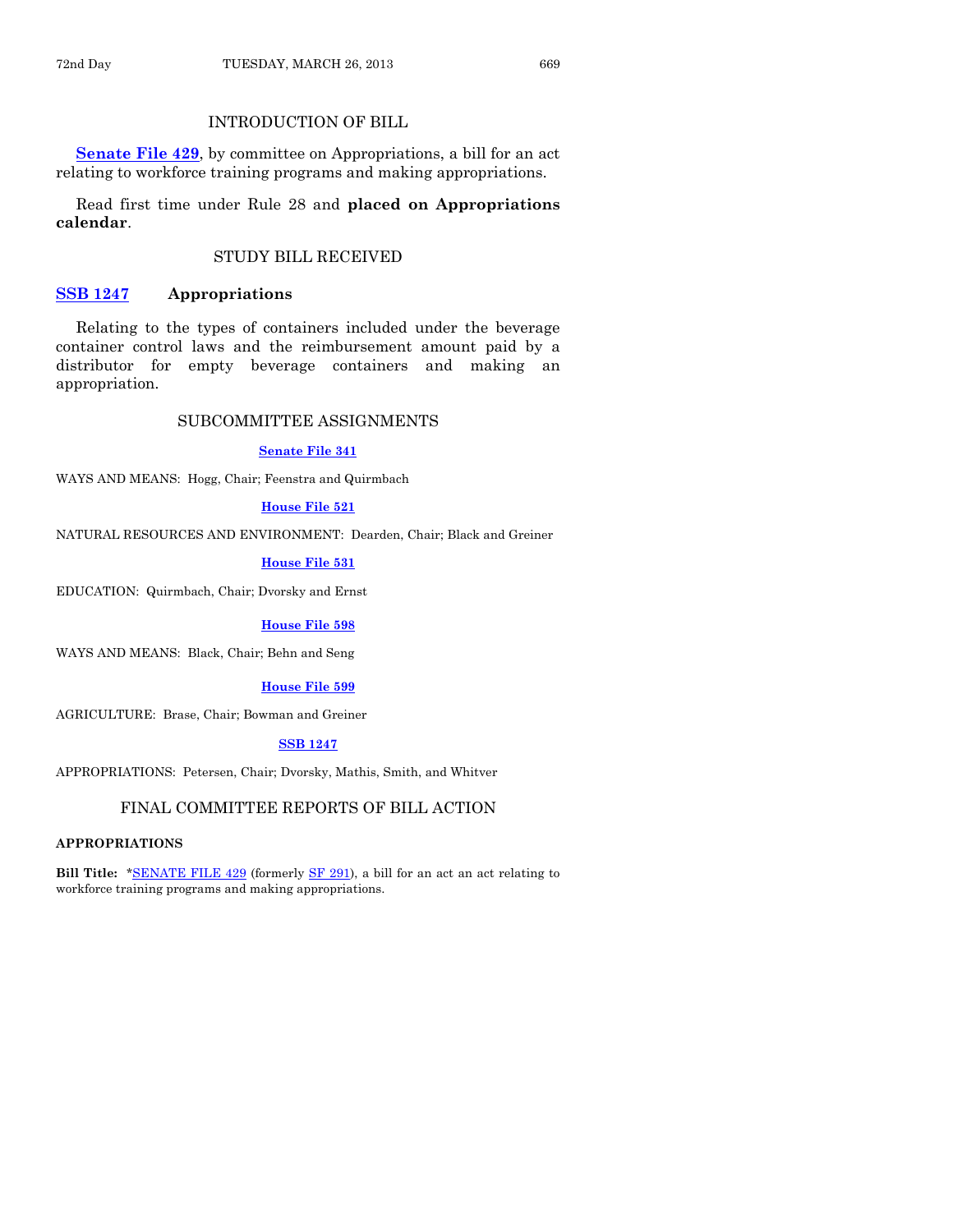## INTRODUCTION OF BILL

**Senate File 429**, by committee on Appropriations, a bill for an act relating to workforce training programs and making appropriations.

Read first time under Rule 28 and **placed on Appropriations calendar**.

## STUDY BILL RECEIVED

**SSB 1247** **Appropriations**

Relating to the types of containers included under the beverage container control laws and the reimbursement amount paid by a distributor for empty beverage containers and making an appropriation.

## SUBCOMMITTEE ASSIGNMENTS

**Senate File 341**

WAYS AND MEANS: Hogg, Chair; Feenstra and Quirmbach

**House File 521**

NATURAL RESOURCES AND ENVIRONMENT: Dearden, Chair; Black and Greiner

**House File 531**

EDUCATION: Quirmbach, Chair; Dvorsky and Ernst

**House File 598**

WAYS AND MEANS: Black, Chair; Behn and Seng

**House File 599**

AGRICULTURE: Brase, Chair; Bowman and Greiner

**SSB 1247**

APPROPRIATIONS: Petersen, Chair; Dvorsky, Mathis, Smith, and Whitver

## FINAL COMMITTEE REPORTS OF BILL ACTION

**APPROPRIATIONS**

**Bill Title:** *SENATE FILE 429 (formerly SF 291), a bill for an act an act relating to workforce training programs and making appropriations.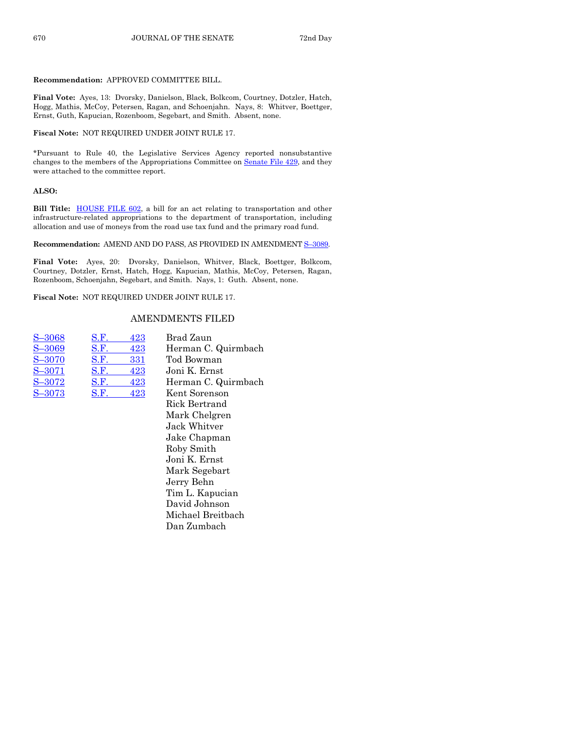**Recommendation:** APPROVED COMMITTEE BILL.

**Final Vote:** Ayes, 13: Dvorsky, Danielson, Black, Bolkcom, Courtney, Dotzler, Hatch, Hogg, Mathis, McCoy, Petersen, Ragan, and Schoenjahn. Nays, 8: Whitver, Boettger, Ernst, Guth, Kapucian, Rozenboom, Segebart, and Smith. Absent, none.

**Fiscal Note:** NOT REQUIRED UNDER JOINT RULE 17.

*Pursuant to Rule 40, the Legislative Services Agency reported nonsubstantive changes to the members of the Appropriations Committee on Senate File 429, and they were attached to the committee report.

**ALSO:**

**Bill Title:** HOUSE FILE 602, a bill for an act relating to transportation and other infrastructure-related appropriations to the department of transportation, including allocation and use of moneys from the road use tax fund and the primary road fund.

**Recommendation:** AMEND AND DO PASS, AS PROVIDED IN AMENDMENT S–3089.

**Final Vote:** Ayes, 20: Dvorsky, Danielson, Whitver, Black, Boettger, Bolkcom, Courtney, Dotzler, Ernst, Hatch, Hogg, Kapucian, Mathis, McCoy, Petersen, Ragan, Rozenboom, Schoenjahn, Segebart, and Smith. Nays, 1: Guth. Absent, none.

**Fiscal Note:** NOT REQUIRED UNDER JOINT RULE 17.

## AMENDMENTS FILED

| | | |
|---|---|---|
| S–3068 | S.F. 423 | Brad Zaun |
| S–3069 | S.F. 423 | Herman C. Quirmbach |
| S–3070 | S.F. 331 | Tod Bowman |
| S–3071 | S.F. 423 | Joni K. Ernst |
| S–3072 | S.F. 423 | Herman C. Quirmbach |
| S–3073 | S.F. 423 | Kent Sorenson<br>Rick Bertrand<br>Mark Chelgren<br>Jack Whitver<br>Jake Chapman<br>Roby Smith<br>Joni K. Ernst<br>Mark Segebart<br>Jerry Behn<br>Tim L. Kapucian<br>David Johnson<br>Michael Breitbach<br>Dan Zumbach |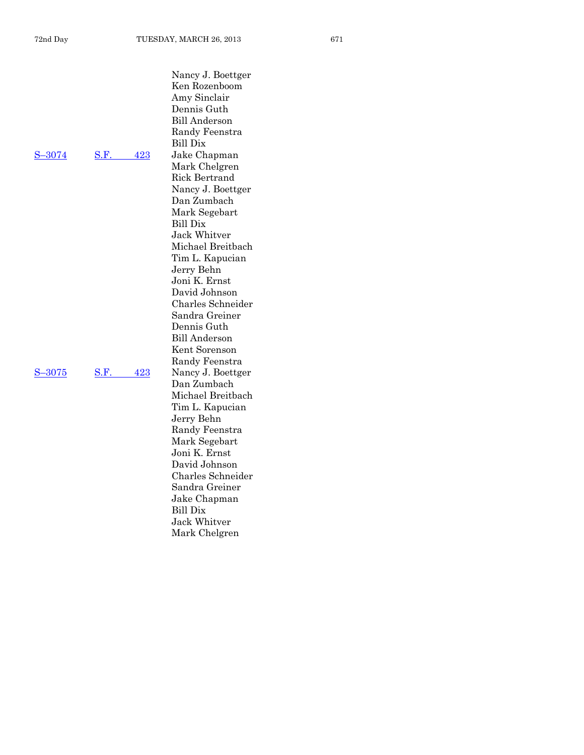| | | |
|---|---|---|
| | | Nancy J. Boettger |
| | | Ken Rozenboom |
| | | Amy Sinclair |
| | | Dennis Guth |
| | | Bill Anderson |
| | | Randy Feenstra |
| | | Bill Dix |
| S–3074 | S.F. 423 | Jake Chapman |
| | | Mark Chelgren |
| | | Rick Bertrand |
| | | Nancy J. Boettger |
| | | Dan Zumbach |
| | | Mark Segebart |
| | | Bill Dix |
| | | Jack Whitver |
| | | Michael Breitbach |
| | | Tim L. Kapucian |
| | | Jerry Behn |
| | | Joni K. Ernst |
| | | David Johnson |
| | | Charles Schneider |
| | | Sandra Greiner |
| | | Dennis Guth |
| | | Bill Anderson |
| | | Kent Sorenson |
| | | Randy Feenstra |
| S–3075 | S.F. 423 | Nancy J. Boettger |
| | | Dan Zumbach |
| | | Michael Breitbach |
| | | Tim L. Kapucian |
| | | Jerry Behn |
| | | Randy Feenstra |
| | | Mark Segebart |
| | | Joni K. Ernst |
| | | David Johnson |
| | | Charles Schneider |
| | | Sandra Greiner |
| | | Jake Chapman |
| | | Bill Dix |
| | | Jack Whitver |
| | | Mark Chelgren |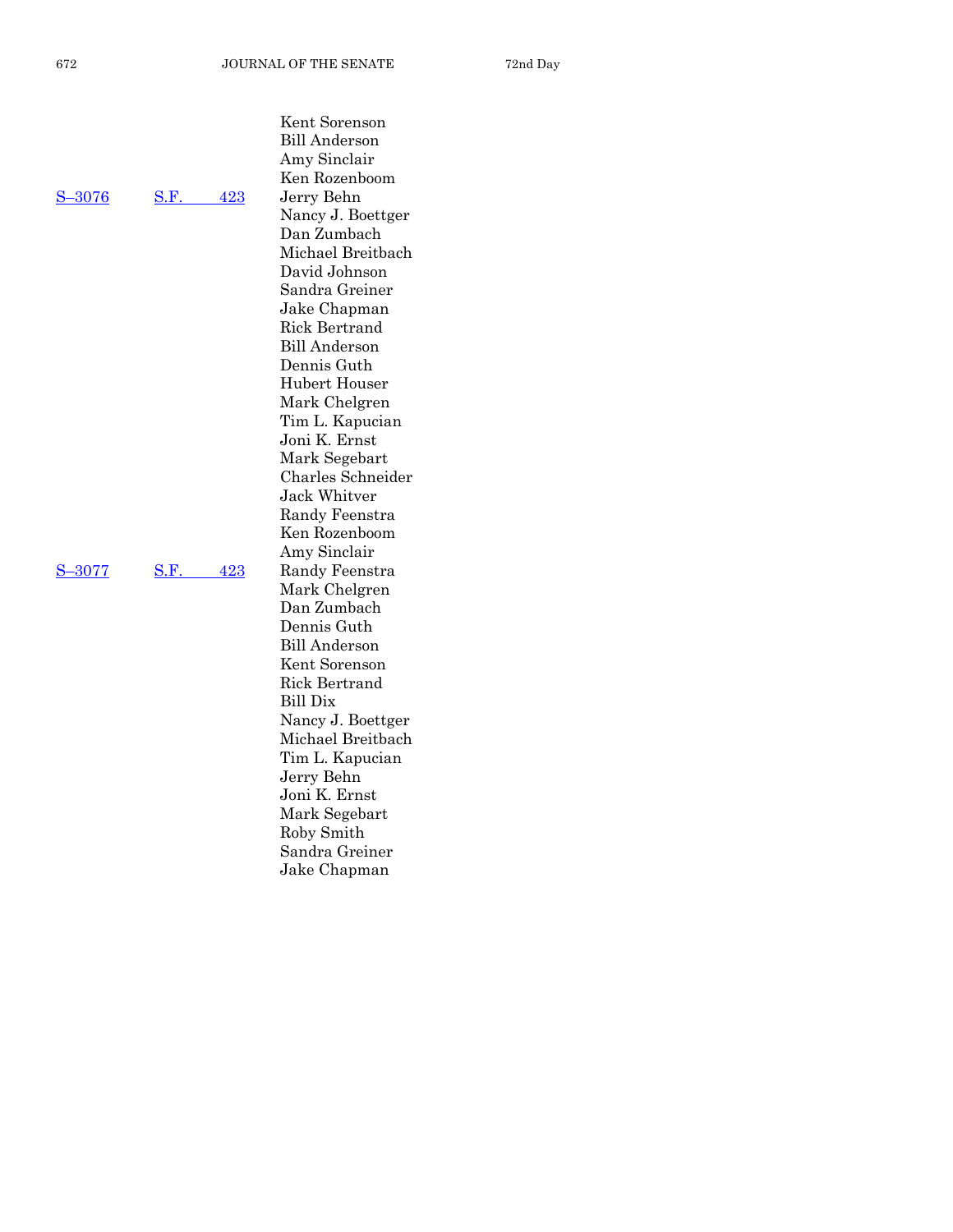| | | |
|---|---|---|
| | | Kent Sorenson |
| | | Bill Anderson |
| | | Amy Sinclair |
| | | Ken Rozenboom |
| S–3076 | S.F. 423 | Jerry Behn |
| | | Nancy J. Boettger |
| | | Dan Zumbach |
| | | Michael Breitbach |
| | | David Johnson |
| | | Sandra Greiner |
| | | Jake Chapman |
| | | Rick Bertrand |
| | | Bill Anderson |
| | | Dennis Guth |
| | | Hubert Houser |
| | | Mark Chelgren |
| | | Tim L. Kapucian |
| | | Joni K. Ernst |
| | | Mark Segebart |
| | | Charles Schneider |
| | | Jack Whitver |
| | | Randy Feenstra |
| | | Ken Rozenboom |
| | | Amy Sinclair |
| S–3077 | S.F. 423 | Randy Feenstra |
| | | Mark Chelgren |
| | | Dan Zumbach |
| | | Dennis Guth |
| | | Bill Anderson |
| | | Kent Sorenson |
| | | Rick Bertrand |
| | | Bill Dix |
| | | Nancy J. Boettger |
| | | Michael Breitbach |
| | | Tim L. Kapucian |
| | | Jerry Behn |
| | | Joni K. Ernst |
| | | Mark Segebart |
| | | Roby Smith |
| | | Sandra Greiner |
| | | Jake Chapman |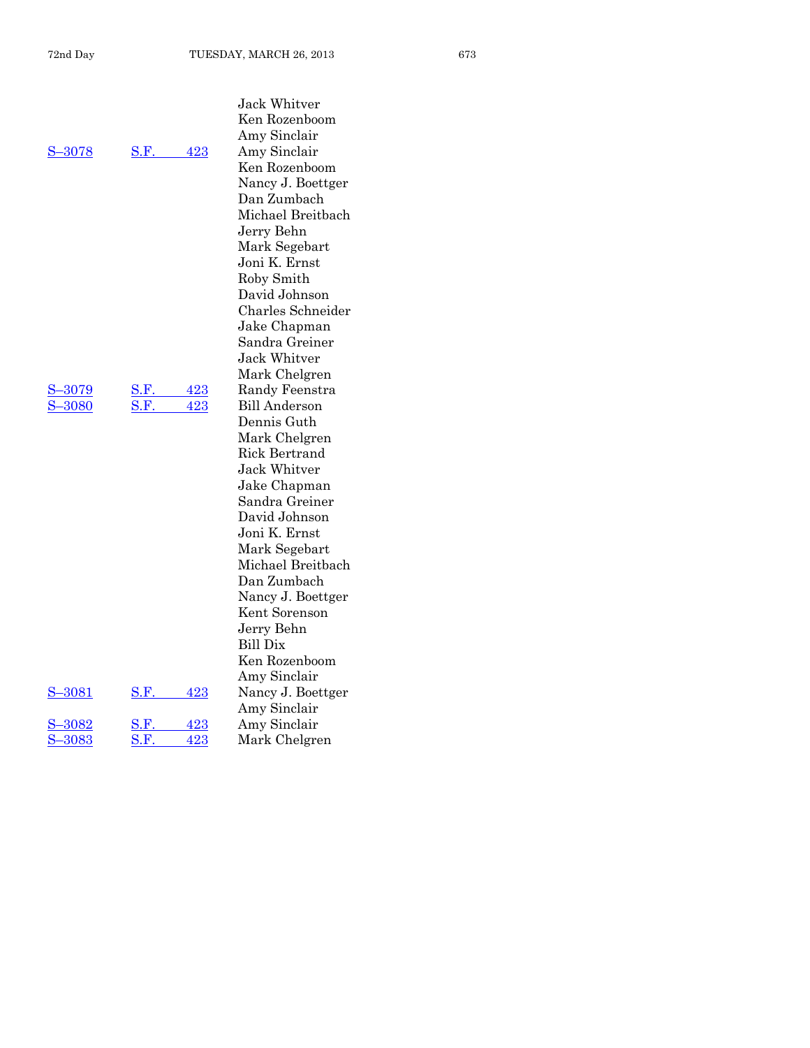| | | |
|---|---|---|
| | | Jack Whitver |
| | | Ken Rozenboom |
| | | Amy Sinclair |
| S–3078 | S.F. 423 | Amy Sinclair |
| | | Ken Rozenboom |
| | | Nancy J. Boettger |
| | | Dan Zumbach |
| | | Michael Breitbach |
| | | Jerry Behn |
| | | Mark Segebart |
| | | Joni K. Ernst |
| | | Roby Smith |
| | | David Johnson |
| | | Charles Schneider |
| | | Jake Chapman |
| | | Sandra Greiner |
| | | Jack Whitver |
| | | Mark Chelgren |
| S–3079 | S.F. 423 | Randy Feenstra |
| S–3080 | S.F. 423 | Bill Anderson |
| | | Dennis Guth |
| | | Mark Chelgren |
| | | Rick Bertrand |
| | | Jack Whitver |
| | | Jake Chapman |
| | | Sandra Greiner |
| | | David Johnson |
| | | Joni K. Ernst |
| | | Mark Segebart |
| | | Michael Breitbach |
| | | Dan Zumbach |
| | | Nancy J. Boettger |
| | | Kent Sorenson |
| | | Jerry Behn |
| | | Bill Dix |
| | | Ken Rozenboom |
| | | Amy Sinclair |
| S–3081 | S.F. 423 | Nancy J. Boettger |
| | | Amy Sinclair |
| S–3082 | S.F. 423 | Amy Sinclair |
| S–3083 | S.F. 423 | Mark Chelgren |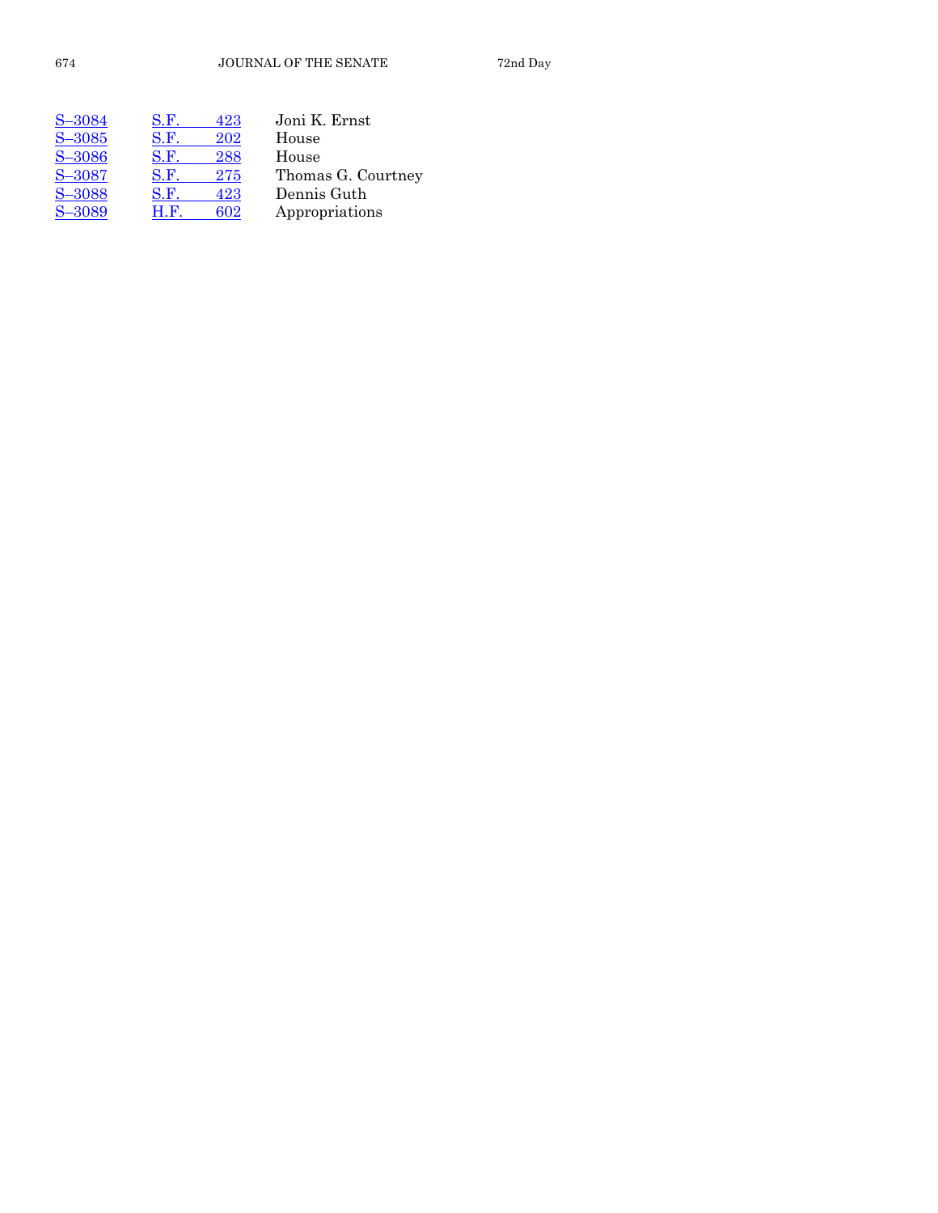| | | |
|---|---|---|
| S–3084 | S.F. 423 | Joni K. Ernst |
| S–3085 | S.F. 202 | House |
| S–3086 | S.F. 288 | House |
| S–3087 | S.F. 275 | Thomas G. Courtney |
| S–3088 | S.F. 423 | Dennis Guth |
| S–3089 | H.F. 602 | Appropriations |